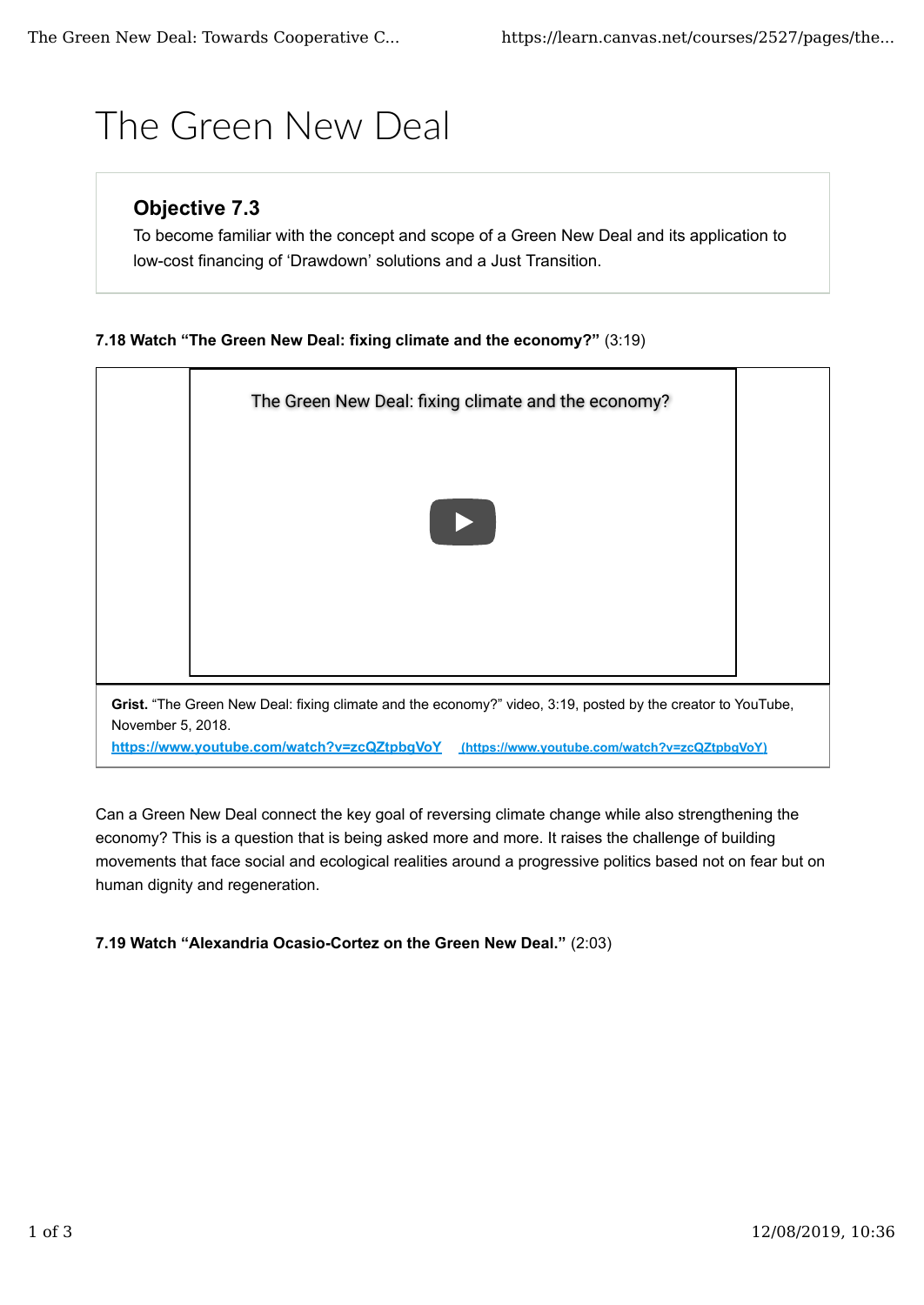# The Green New Deal

## Objective 7.3

To become familiar with the concept and scope of a Green New Deal and its application to low-cost financing of 'Drawdown' solutions and a Just Transition.

**7.18 Watch "The Green New Deal: fixing climate and the economy?"** (3:19)

**Grist.** "The Green New Deal: fixing climate and the economy?" video, 3:19, posted by the creator to YouTube, November 5, 2018.
https://www.youtube.com/watch?v=zcQZtpbgVoY (https://www.youtube.com/watch?v=zcQZtpbgVoY)

Can a Green New Deal connect the key goal of reversing climate change while also strengthening the economy? This is a question that is being asked more and more. It raises the challenge of building movements that face social and ecological realities around a progressive politics based not on fear but on human dignity and regeneration.

**7.19 Watch "Alexandria Ocasio-Cortez on the Green New Deal."** (2:03)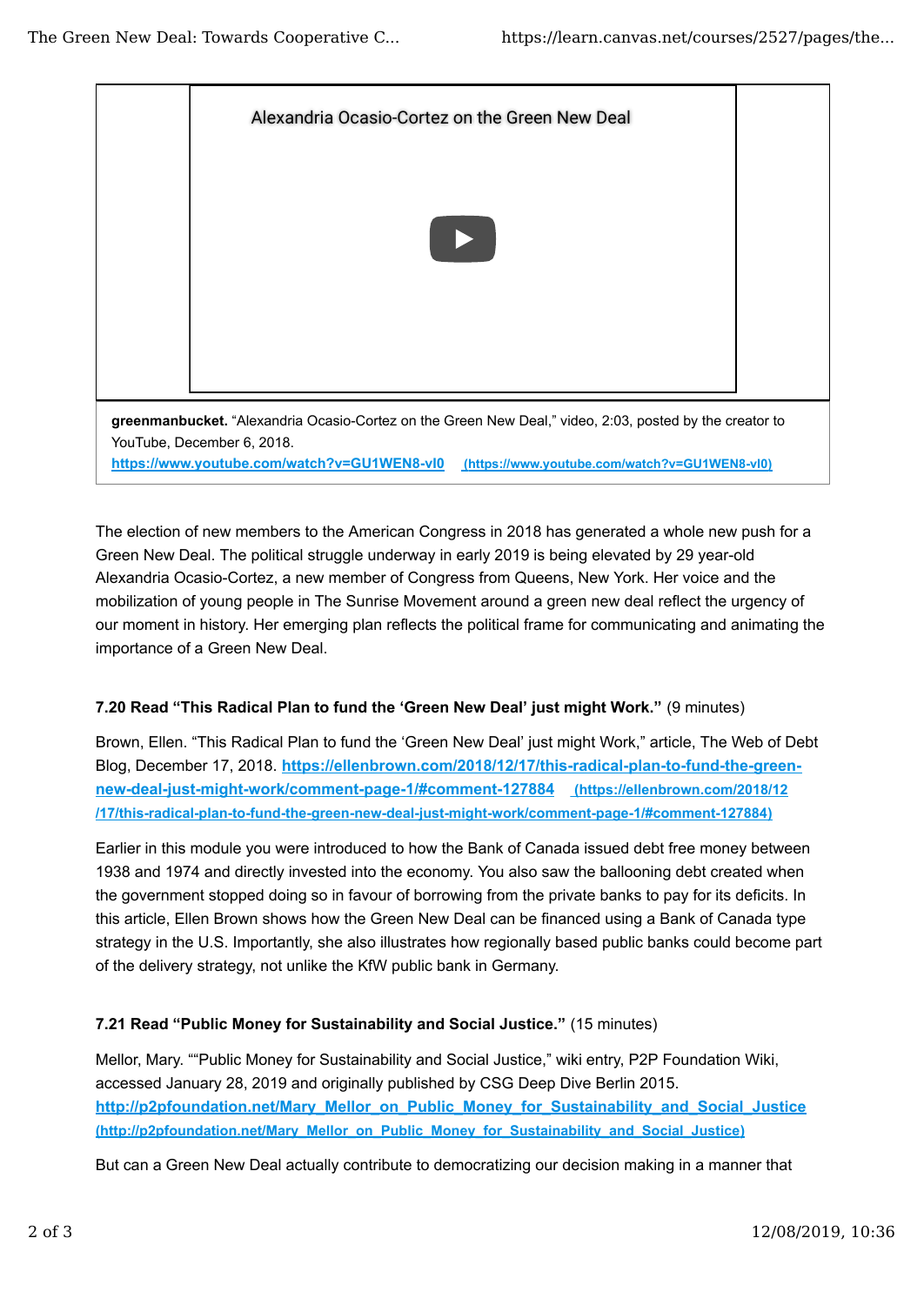Alexandria Ocasio-Cortez on the Green New Deal

**greenmanbucket.** "Alexandria Ocasio-Cortez on the Green New Deal," video, 2:03, posted by the creator to YouTube, December 6, 2018. https://www.youtube.com/watch?v=GU1WEN8-vI0 (https://www.youtube.com/watch?v=GU1WEN8-vI0)

The election of new members to the American Congress in 2018 has generated a whole new push for a Green New Deal. The political struggle underway in early 2019 is being elevated by 29 year-old Alexandria Ocasio-Cortez, a new member of Congress from Queens, New York. Her voice and the mobilization of young people in The Sunrise Movement around a green new deal reflect the urgency of our moment in history. Her emerging plan reflects the political frame for communicating and animating the importance of a Green New Deal.

**7.20 Read "This Radical Plan to fund the 'Green New Deal' just might Work."** (9 minutes)

Brown, Ellen. "This Radical Plan to fund the 'Green New Deal' just might Work," article, The Web of Debt Blog, December 17, 2018. https://ellenbrown.com/2018/12/17/this-radical-plan-to-fund-the-green-new-deal-just-might-work/comment-page-1/#comment-127884 (https://ellenbrown.com/2018/12/17/this-radical-plan-to-fund-the-green-new-deal-just-might-work/comment-page-1/#comment-127884)

Earlier in this module you were introduced to how the Bank of Canada issued debt free money between 1938 and 1974 and directly invested into the economy. You also saw the ballooning debt created when the government stopped doing so in favour of borrowing from the private banks to pay for its deficits. In this article, Ellen Brown shows how the Green New Deal can be financed using a Bank of Canada type strategy in the U.S. Importantly, she also illustrates how regionally based public banks could become part of the delivery strategy, not unlike the KfW public bank in Germany.

**7.21 Read "Public Money for Sustainability and Social Justice."** (15 minutes)

Mellor, Mary. ""Public Money for Sustainability and Social Justice," wiki entry, P2P Foundation Wiki, accessed January 28, 2019 and originally published by CSG Deep Dive Berlin 2015. http://p2pfoundation.net/Mary_Mellor_on_Public_Money_for_Sustainability_and_Social_Justice (http://p2pfoundation.net/Mary_Mellor_on_Public_Money_for_Sustainability_and_Social_Justice)

But can a Green New Deal actually contribute to democratizing our decision making in a manner that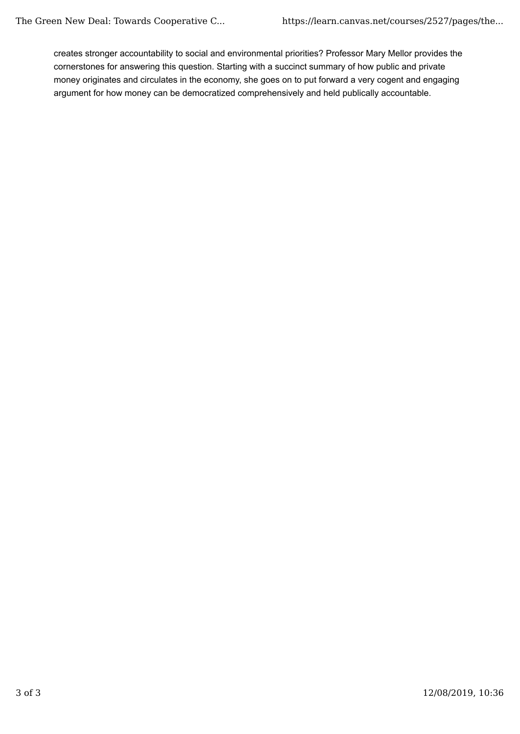creates stronger accountability to social and environmental priorities? Professor Mary Mellor provides the cornerstones for answering this question. Starting with a succinct summary of how public and private money originates and circulates in the economy, she goes on to put forward a very cogent and engaging argument for how money can be democratized comprehensively and held publically accountable.